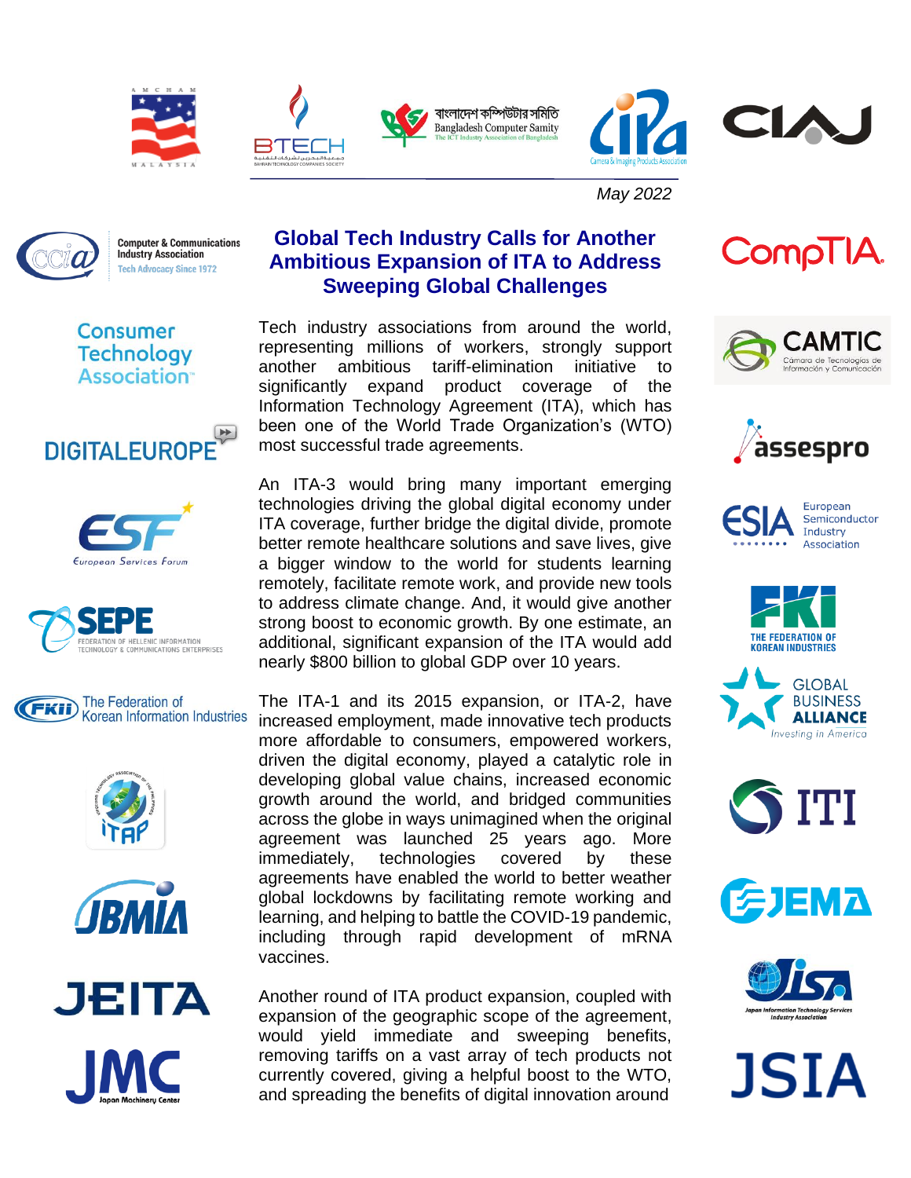May 2022

# Global Tech Industry Calls for Another Ambitious Expansion of ITA to Address Sweeping Global Challenges

Tech industry associations from around the world, representing millions of workers, strongly support another ambitious tariff-elimination initiative to significantly expand product coverage of the Information Technology Agreement (ITA), which has been one of the World Trade Organization's (WTO) most successful trade agreements.

An ITA-3 would bring many important emerging technologies driving the global digital economy under ITA coverage, further bridge the digital divide, promote better remote healthcare solutions and save lives, give a bigger window to the world for students learning remotely, facilitate remote work, and provide new tools to address climate change. And, it would give another strong boost to economic growth. By one estimate, an additional, significant expansion of the ITA would add nearly $800 billion to global GDP over 10 years.

The ITA-1 and its 2015 expansion, or ITA-2, have increased employment, made innovative tech products more affordable to consumers, empowered workers, driven the digital economy, played a catalytic role in developing global value chains, increased economic growth around the world, and bridged communities across the globe in ways unimagined when the original agreement was launched 25 years ago. More immediately, technologies covered by these agreements have enabled the world to better weather global lockdowns by facilitating remote working and learning, and helping to battle the COVID-19 pandemic, including through rapid development of mRNA vaccines.

Another round of ITA product expansion, coupled with expansion of the geographic scope of the agreement, would yield immediate and sweeping benefits, removing tariffs on a vast array of tech products not currently covered, giving a helpful boost to the WTO, and spreading the benefits of digital innovation around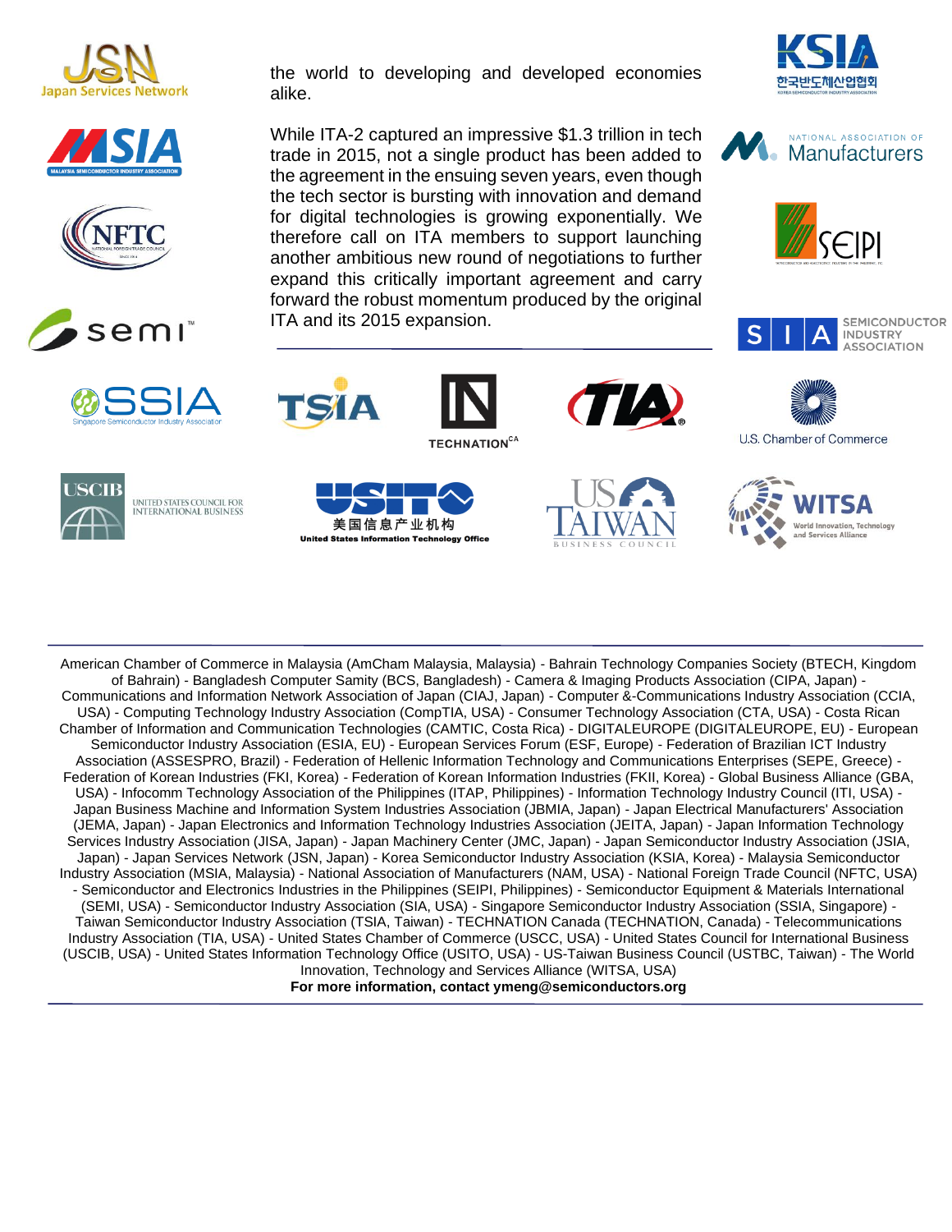the world to developing and developed economies alike.

While ITA-2 captured an impressive $1.3 trillion in tech trade in 2015, not a single product has been added to the agreement in the ensuing seven years, even though the tech sector is bursting with innovation and demand for digital technologies is growing exponentially. We therefore call on ITA members to support launching another ambitious new round of negotiations to further expand this critically important agreement and carry forward the robust momentum produced by the original ITA and its 2015 expansion.

---

American Chamber of Commerce in Malaysia (AmCham Malaysia, Malaysia) - Bahrain Technology Companies Society (BTECH, Kingdom of Bahrain) - Bangladesh Computer Samity (BCS, Bangladesh) - Camera & Imaging Products Association (CIPA, Japan) - Communications and Information Network Association of Japan (CIAJ, Japan) - Computer &-Communications Industry Association (CCIA, USA) - Computing Technology Industry Association (CompTIA, USA) - Consumer Technology Association (CTA, USA) - Costa Rican Chamber of Information and Communication Technologies (CAMTIC, Costa Rica) - DIGITALEUROPE (DIGITALEUROPE, EU) - European Semiconductor Industry Association (ESIA, EU) - European Services Forum (ESF, Europe) - Federation of Brazilian ICT Industry Association (ASSESPRO, Brazil) - Federation of Hellenic Information Technology and Communications Enterprises (SEPE, Greece) - Federation of Korean Industries (FKI, Korea) - Federation of Korean Information Industries (FKII, Korea) - Global Business Alliance (GBA, USA) - Infocomm Technology Association of the Philippines (ITAP, Philippines) - Information Technology Industry Council (ITI, USA) - Japan Business Machine and Information System Industries Association (JBMIA, Japan) - Japan Electrical Manufacturers' Association (JEMA, Japan) - Japan Electronics and Information Technology Industries Association (JEITA, Japan) - Japan Information Technology Services Industry Association (JISA, Japan) - Japan Machinery Center (JMC, Japan) - Japan Semiconductor Industry Association (JSIA, Japan) - Japan Services Network (JSN, Japan) - Korea Semiconductor Industry Association (KSIA, Korea) - Malaysia Semiconductor Industry Association (MSIA, Malaysia) - National Association of Manufacturers (NAM, USA) - National Foreign Trade Council (NFTC, USA) - Semiconductor and Electronics Industries in the Philippines (SEIPI, Philippines) - Semiconductor Equipment & Materials International (SEMI, USA) - Semiconductor Industry Association (SIA, USA) - Singapore Semiconductor Industry Association (SSIA, Singapore) - Taiwan Semiconductor Industry Association (TSIA, Taiwan) - TECHNATION Canada (TECHNATION, Canada) - Telecommunications Industry Association (TIA, USA) - United States Chamber of Commerce (USCC, USA) - United States Council for International Business (USCIB, USA) - United States Information Technology Office (USITO, USA) - US-Taiwan Business Council (USTBC, Taiwan) - The World Innovation, Technology and Services Alliance (WITSA, USA)

**For more information, contact ymeng@semiconductors.org**